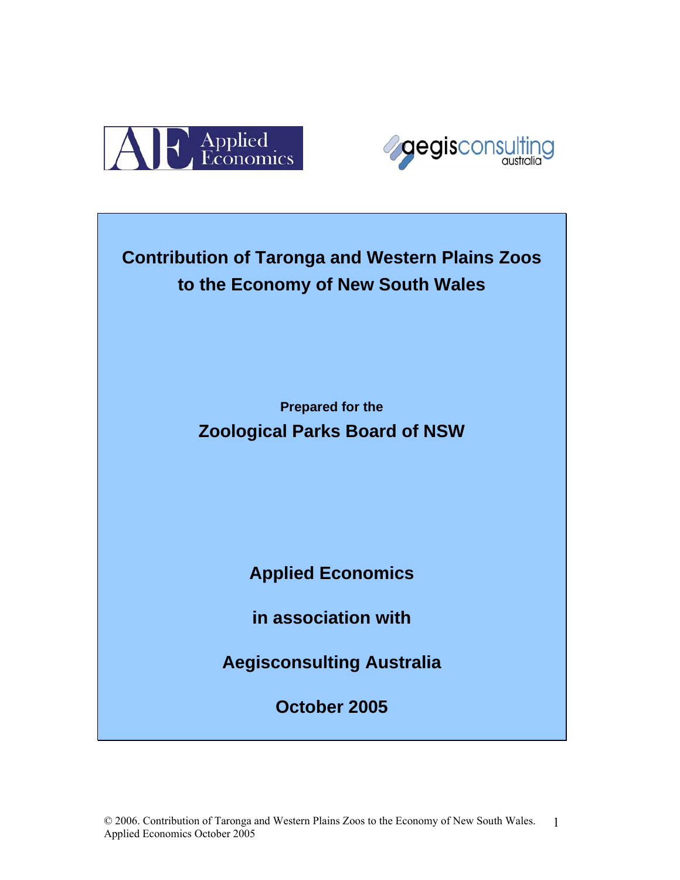Applied Economics

aegisconsulting australia

# Contribution of Taronga and Western Plains Zoos to the Economy of New South Wales

**Prepared for the**

## Zoological Parks Board of NSW

**Applied Economics**

**in association with**

**Aegisconsulting Australia**

**October 2005**

© 2006. Contribution of Taronga and Western Plains Zoos to the Economy of New South Wales. Applied Economics October 2005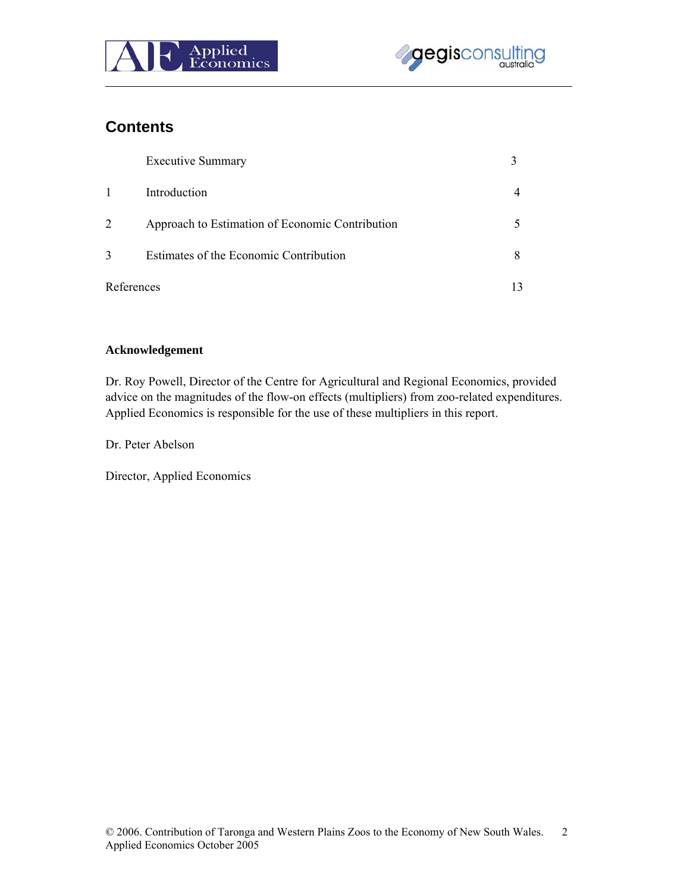## Contents

| | | |
|---|---|---|
| | Executive Summary | 3 |
| 1 | Introduction | 4 |
| 2 | Approach to Estimation of Economic Contribution | 5 |
| 3 | Estimates of the Economic Contribution | 8 |
| References | | 13 |

**Acknowledgement**

Dr. Roy Powell, Director of the Centre for Agricultural and Regional Economics, provided advice on the magnitudes of the flow-on effects (multipliers) from zoo-related expenditures. Applied Economics is responsible for the use of these multipliers in this report.

Dr. Peter Abelson

Director, Applied Economics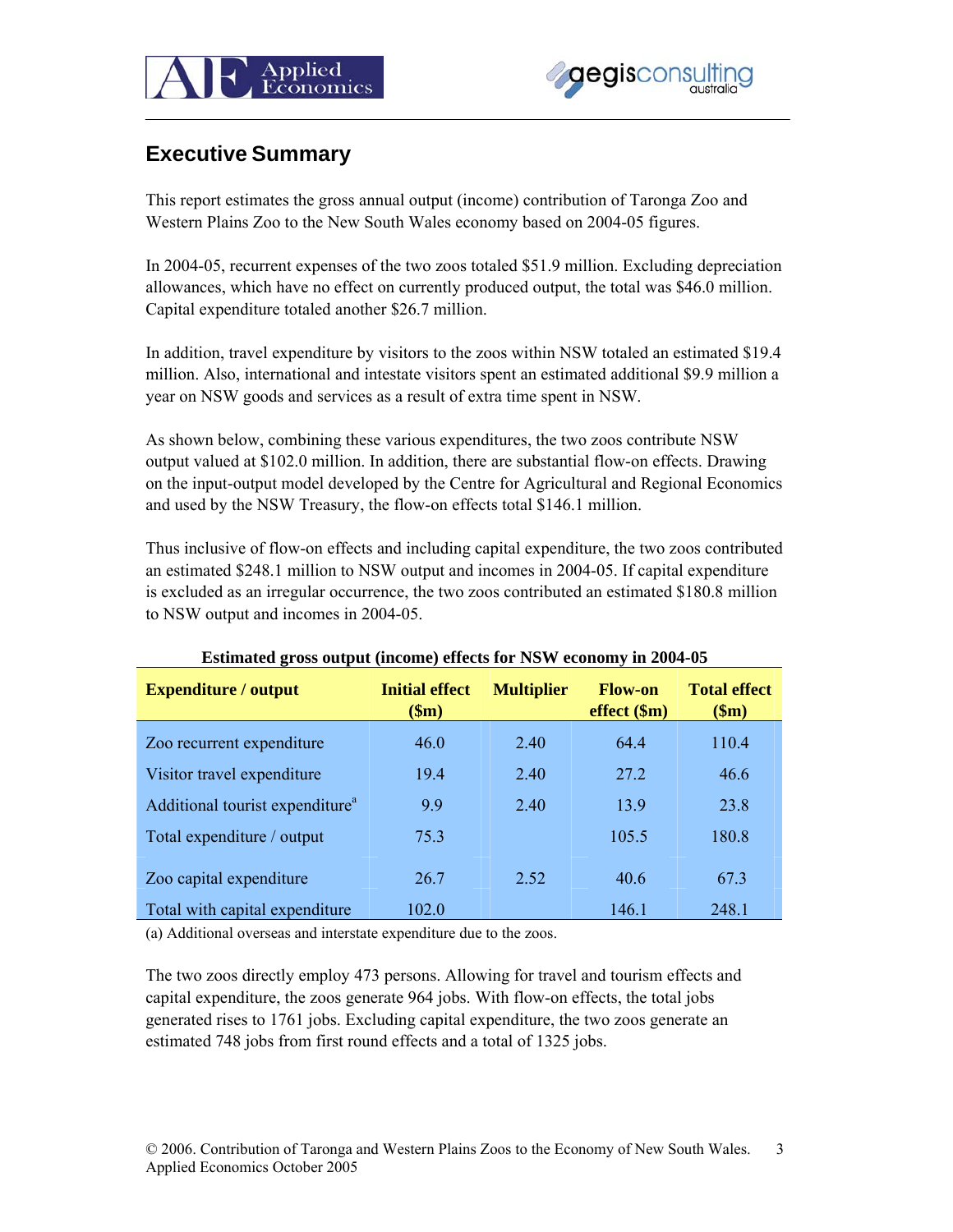## Executive Summary

This report estimates the gross annual output (income) contribution of Taronga Zoo and Western Plains Zoo to the New South Wales economy based on 2004-05 figures.

In 2004-05, recurrent expenses of the two zoos totaled $51.9 million. Excluding depreciation allowances, which have no effect on currently produced output, the total was $46.0 million. Capital expenditure totaled another $26.7 million.

In addition, travel expenditure by visitors to the zoos within NSW totaled an estimated $19.4 million. Also, international and intestate visitors spent an estimated additional $9.9 million a year on NSW goods and services as a result of extra time spent in NSW.

As shown below, combining these various expenditures, the two zoos contribute NSW output valued at $102.0 million. In addition, there are substantial flow-on effects. Drawing on the input-output model developed by the Centre for Agricultural and Regional Economics and used by the NSW Treasury, the flow-on effects total $146.1 million.

Thus inclusive of flow-on effects and including capital expenditure, the two zoos contributed an estimated $248.1 million to NSW output and incomes in 2004-05. If capital expenditure is excluded as an irregular occurrence, the two zoos contributed an estimated $180.8 million to NSW output and incomes in 2004-05.

**Estimated gross output (income) effects for NSW economy in 2004-05**

| Expenditure / output | Initial effect ($m) | Multiplier | Flow-on effect ($m) | Total effect ($m) |
|---|---|---|---|---|
| Zoo recurrent expenditure | 46.0 | 2.40 | 64.4 | 110.4 |
| Visitor travel expenditure | 19.4 | 2.40 | 27.2 | 46.6 |
| Additional tourist expenditure[a] | 9.9 | 2.40 | 13.9 | 23.8 |
| Total expenditure / output | 75.3 | | 105.5 | 180.8 |
| Zoo capital expenditure | 26.7 | 2.52 | 40.6 | 67.3 |
| Total with capital expenditure | 102.0 | | 146.1 | 248.1 |

(a) Additional overseas and interstate expenditure due to the zoos.

The two zoos directly employ 473 persons. Allowing for travel and tourism effects and capital expenditure, the zoos generate 964 jobs. With flow-on effects, the total jobs generated rises to 1761 jobs. Excluding capital expenditure, the two zoos generate an estimated 748 jobs from first round effects and a total of 1325 jobs.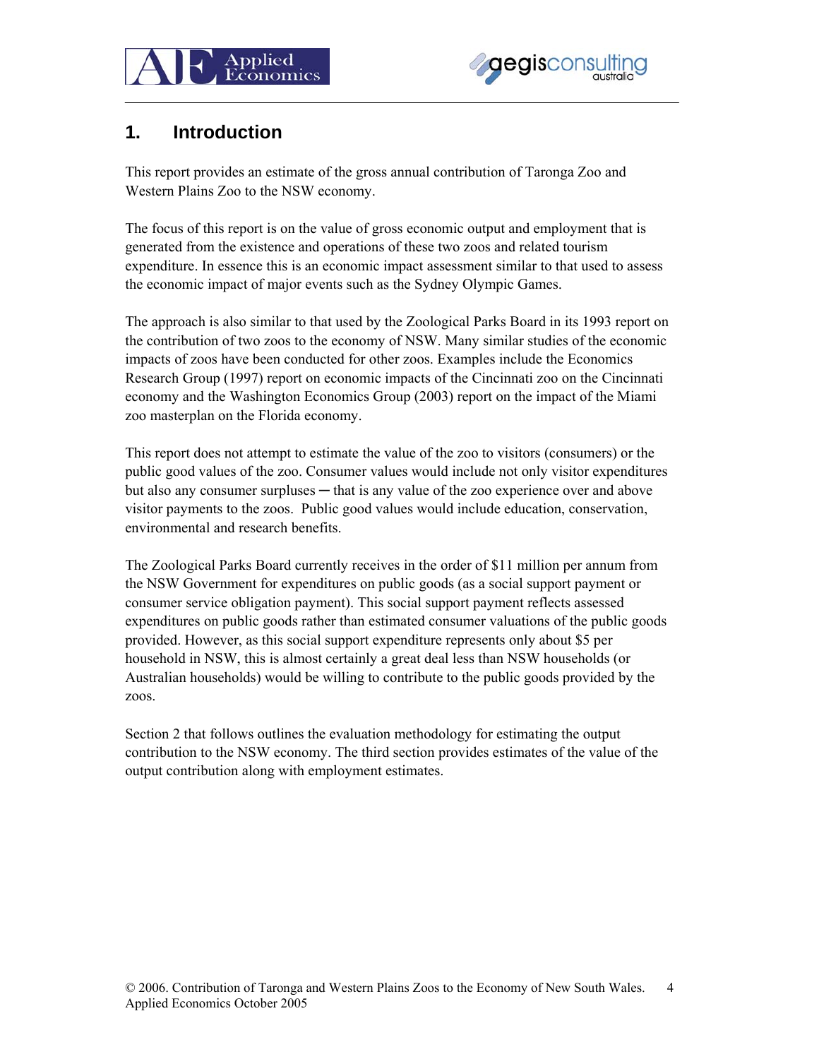# 1. Introduction

This report provides an estimate of the gross annual contribution of Taronga Zoo and Western Plains Zoo to the NSW economy.

The focus of this report is on the value of gross economic output and employment that is generated from the existence and operations of these two zoos and related tourism expenditure. In essence this is an economic impact assessment similar to that used to assess the economic impact of major events such as the Sydney Olympic Games.

The approach is also similar to that used by the Zoological Parks Board in its 1993 report on the contribution of two zoos to the economy of NSW. Many similar studies of the economic impacts of zoos have been conducted for other zoos. Examples include the Economics Research Group (1997) report on economic impacts of the Cincinnati zoo on the Cincinnati economy and the Washington Economics Group (2003) report on the impact of the Miami zoo masterplan on the Florida economy.

This report does not attempt to estimate the value of the zoo to visitors (consumers) or the public good values of the zoo. Consumer values would include not only visitor expenditures but also any consumer surpluses ─ that is any value of the zoo experience over and above visitor payments to the zoos. Public good values would include education, conservation, environmental and research benefits.

The Zoological Parks Board currently receives in the order of $11 million per annum from the NSW Government for expenditures on public goods (as a social support payment or consumer service obligation payment). This social support payment reflects assessed expenditures on public goods rather than estimated consumer valuations of the public goods provided. However, as this social support expenditure represents only about $5 per household in NSW, this is almost certainly a great deal less than NSW households (or Australian households) would be willing to contribute to the public goods provided by the zoos.

Section 2 that follows outlines the evaluation methodology for estimating the output contribution to the NSW economy. The third section provides estimates of the value of the output contribution along with employment estimates.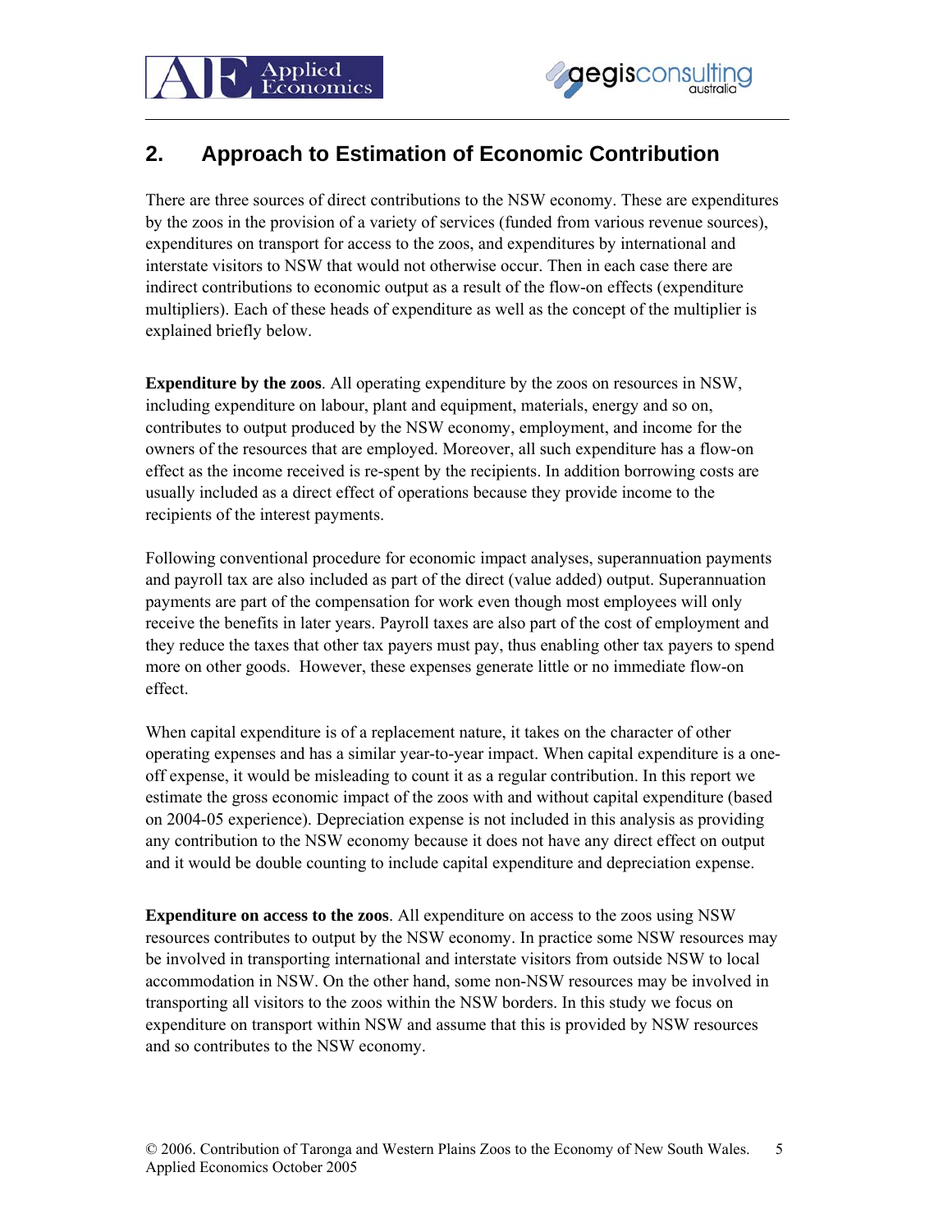## 2. Approach to Estimation of Economic Contribution

There are three sources of direct contributions to the NSW economy. These are expenditures by the zoos in the provision of a variety of services (funded from various revenue sources), expenditures on transport for access to the zoos, and expenditures by international and interstate visitors to NSW that would not otherwise occur. Then in each case there are indirect contributions to economic output as a result of the flow-on effects (expenditure multipliers). Each of these heads of expenditure as well as the concept of the multiplier is explained briefly below.

**Expenditure by the zoos**. All operating expenditure by the zoos on resources in NSW, including expenditure on labour, plant and equipment, materials, energy and so on, contributes to output produced by the NSW economy, employment, and income for the owners of the resources that are employed. Moreover, all such expenditure has a flow-on effect as the income received is re-spent by the recipients. In addition borrowing costs are usually included as a direct effect of operations because they provide income to the recipients of the interest payments.

Following conventional procedure for economic impact analyses, superannuation payments and payroll tax are also included as part of the direct (value added) output. Superannuation payments are part of the compensation for work even though most employees will only receive the benefits in later years. Payroll taxes are also part of the cost of employment and they reduce the taxes that other tax payers must pay, thus enabling other tax payers to spend more on other goods. However, these expenses generate little or no immediate flow-on effect.

When capital expenditure is of a replacement nature, it takes on the character of other operating expenses and has a similar year-to-year impact. When capital expenditure is a one-off expense, it would be misleading to count it as a regular contribution. In this report we estimate the gross economic impact of the zoos with and without capital expenditure (based on 2004-05 experience). Depreciation expense is not included in this analysis as providing any contribution to the NSW economy because it does not have any direct effect on output and it would be double counting to include capital expenditure and depreciation expense.

**Expenditure on access to the zoos**. All expenditure on access to the zoos using NSW resources contributes to output by the NSW economy. In practice some NSW resources may be involved in transporting international and interstate visitors from outside NSW to local accommodation in NSW. On the other hand, some non-NSW resources may be involved in transporting all visitors to the zoos within the NSW borders. In this study we focus on expenditure on transport within NSW and assume that this is provided by NSW resources and so contributes to the NSW economy.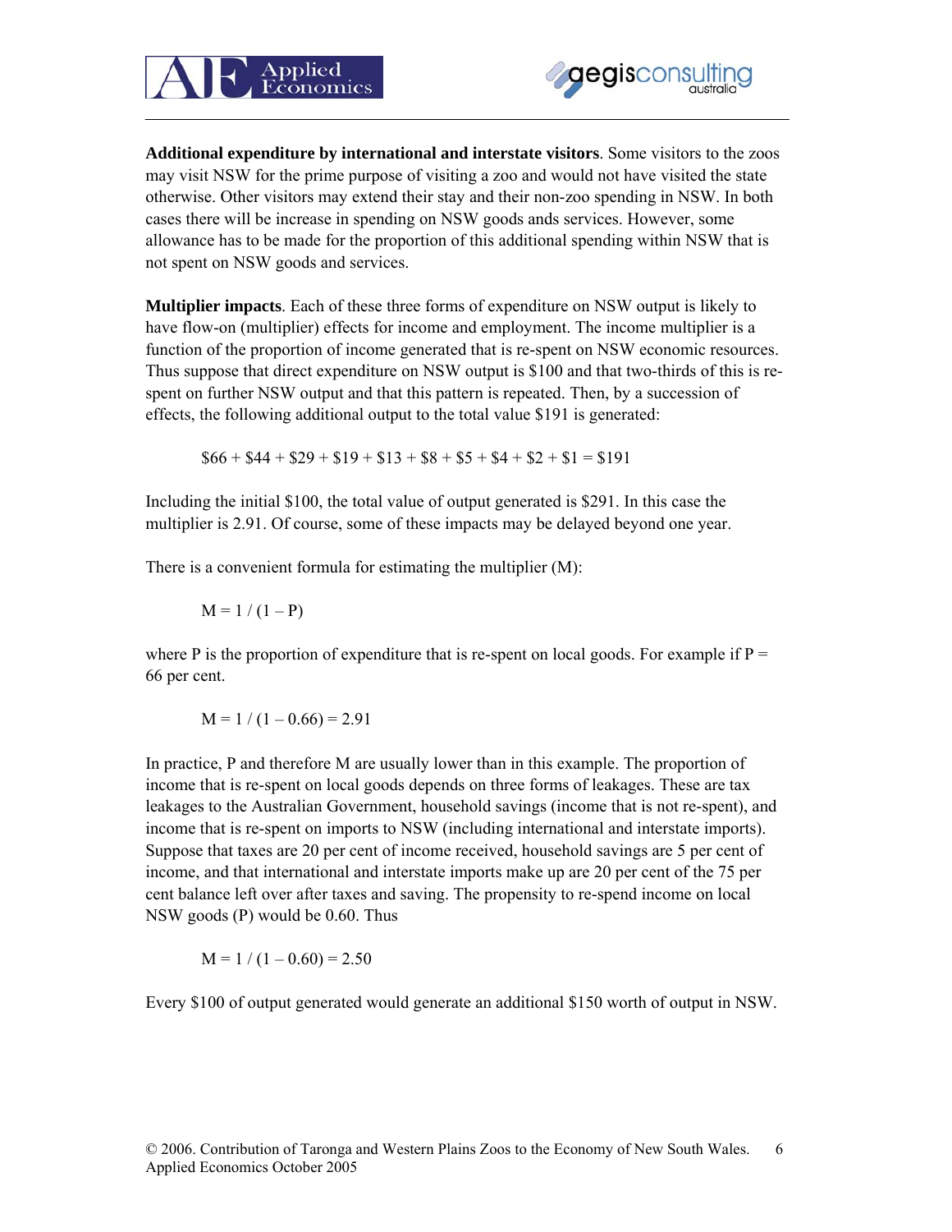**Additional expenditure by international and interstate visitors**. Some visitors to the zoos may visit NSW for the prime purpose of visiting a zoo and would not have visited the state otherwise. Other visitors may extend their stay and their non-zoo spending in NSW. In both cases there will be increase in spending on NSW goods ands services. However, some allowance has to be made for the proportion of this additional spending within NSW that is not spent on NSW goods and services.

**Multiplier impacts**. Each of these three forms of expenditure on NSW output is likely to have flow-on (multiplier) effects for income and employment. The income multiplier is a function of the proportion of income generated that is re-spent on NSW economic resources. Thus suppose that direct expenditure on NSW output is $100 and that two-thirds of this is re-spent on further NSW output and that this pattern is repeated. Then, by a succession of effects, the following additional output to the total value $191 is generated:

$$\$66 + \$44 + \$29 + \$19 + \$13 + \$8 + \$5 + \$4 + \$2 + \$1 = \$191$$

Including the initial $100, the total value of output generated is $291. In this case the multiplier is 2.91. Of course, some of these impacts may be delayed beyond one year.

There is a convenient formula for estimating the multiplier (M):

$$M = 1 / (1 - P)$$

where P is the proportion of expenditure that is re-spent on local goods. For example if P = 66 per cent.

$$M = 1 / (1 - 0.66) = 2.91$$

In practice, P and therefore M are usually lower than in this example. The proportion of income that is re-spent on local goods depends on three forms of leakages. These are tax leakages to the Australian Government, household savings (income that is not re-spent), and income that is re-spent on imports to NSW (including international and interstate imports). Suppose that taxes are 20 per cent of income received, household savings are 5 per cent of income, and that international and interstate imports make up are 20 per cent of the 75 per cent balance left over after taxes and saving. The propensity to re-spend income on local NSW goods (P) would be 0.60. Thus

$$M = 1 / (1 - 0.60) = 2.50$$

Every $100 of output generated would generate an additional $150 worth of output in NSW.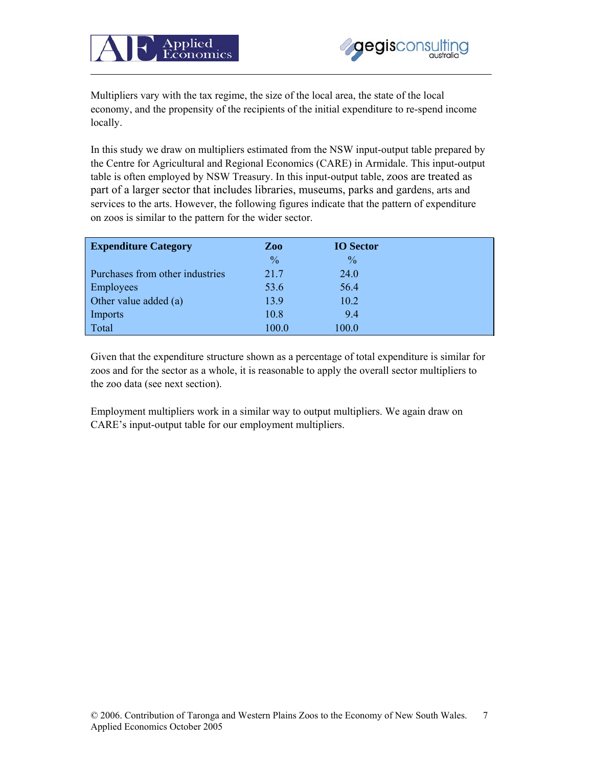Multipliers vary with the tax regime, the size of the local area, the state of the local economy, and the propensity of the recipients of the initial expenditure to re-spend income locally.

In this study we draw on multipliers estimated from the NSW input-output table prepared by the Centre for Agricultural and Regional Economics (CARE) in Armidale. This input-output table is often employed by NSW Treasury. In this input-output table, zoos are treated as part of a larger sector that includes libraries, museums, parks and gardens, arts and services to the arts. However, the following figures indicate that the pattern of expenditure on zoos is similar to the pattern for the wider sector.

| **Expenditure Category** | **Zoo** | **IO Sector** |
|---|---|---|
| | % | % |
| Purchases from other industries | 21.7 | 24.0 |
| Employees | 53.6 | 56.4 |
| Other value added (a) | 13.9 | 10.2 |
| Imports | 10.8 | 9.4 |
| Total | 100.0 | 100.0 |

Given that the expenditure structure shown as a percentage of total expenditure is similar for zoos and for the sector as a whole, it is reasonable to apply the overall sector multipliers to the zoo data (see next section).

Employment multipliers work in a similar way to output multipliers. We again draw on CARE's input-output table for our employment multipliers.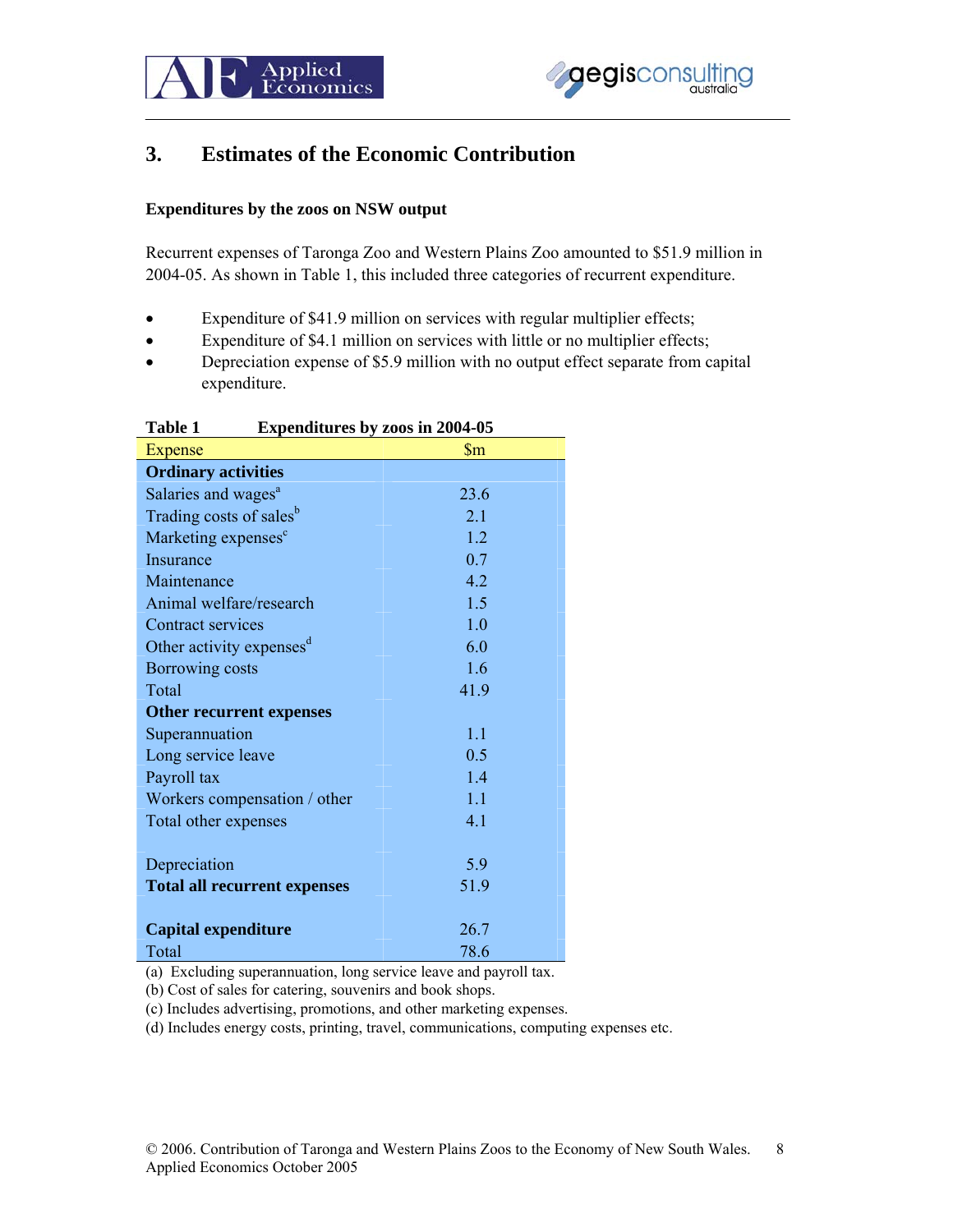## 3. Estimates of the Economic Contribution

**Expenditures by the zoos on NSW output**

Recurrent expenses of Taronga Zoo and Western Plains Zoo amounted to $51.9 million in 2004-05. As shown in Table 1, this included three categories of recurrent expenditure.

- Expenditure of $41.9 million on services with regular multiplier effects;
- Expenditure of $4.1 million on services with little or no multiplier effects;
- Depreciation expense of $5.9 million with no output effect separate from capital expenditure.

**Table 1 Expenditures by zoos in 2004-05**

| Expense | $m |
|---|---|
| **Ordinary activities** | |
| Salaries and wages[a] | 23.6 |
| Trading costs of sales[b] | 2.1 |
| Marketing expenses[c] | 1.2 |
| Insurance | 0.7 |
| Maintenance | 4.2 |
| Animal welfare/research | 1.5 |
| Contract services | 1.0 |
| Other activity expenses[d] | 6.0 |
| Borrowing costs | 1.6 |
| Total | 41.9 |
| **Other recurrent expenses** | |
| Superannuation | 1.1 |
| Long service leave | 0.5 |
| Payroll tax | 1.4 |
| Workers compensation / other | 1.1 |
| Total other expenses | 4.1 |
| | |
| Depreciation | 5.9 |
| **Total all recurrent expenses** | 51.9 |
| | |
| **Capital expenditure** | 26.7 |
| Total | 78.6 |

(a) Excluding superannuation, long service leave and payroll tax.
(b) Cost of sales for catering, souvenirs and book shops.
(c) Includes advertising, promotions, and other marketing expenses.
(d) Includes energy costs, printing, travel, communications, computing expenses etc.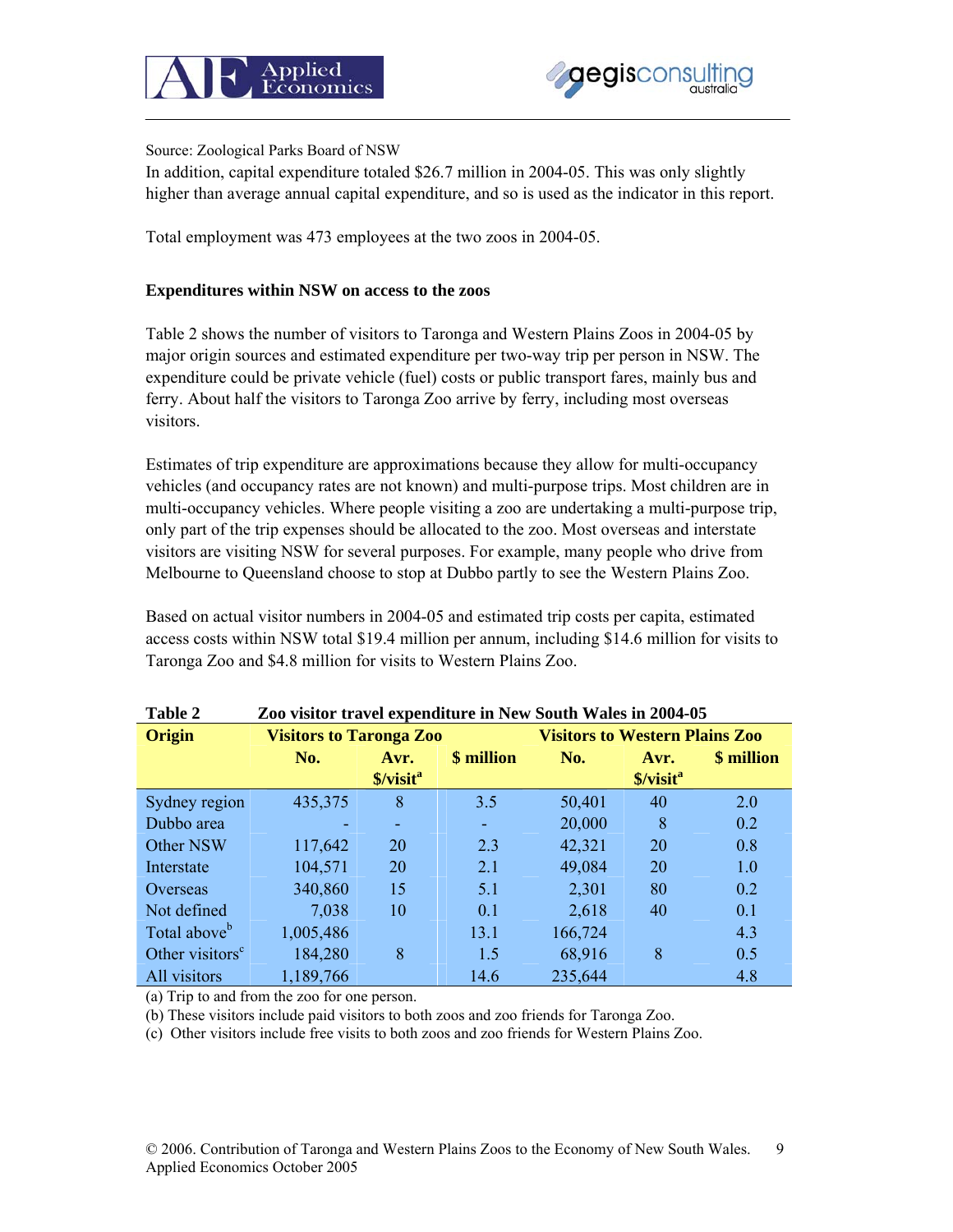Source: Zoological Parks Board of NSW

In addition, capital expenditure totaled $26.7 million in 2004-05. This was only slightly higher than average annual capital expenditure, and so is used as the indicator in this report.

Total employment was 473 employees at the two zoos in 2004-05.

**Expenditures within NSW on access to the zoos**

Table 2 shows the number of visitors to Taronga and Western Plains Zoos in 2004-05 by major origin sources and estimated expenditure per two-way trip per person in NSW. The expenditure could be private vehicle (fuel) costs or public transport fares, mainly bus and ferry. About half the visitors to Taronga Zoo arrive by ferry, including most overseas visitors.

Estimates of trip expenditure are approximations because they allow for multi-occupancy vehicles (and occupancy rates are not known) and multi-purpose trips. Most children are in multi-occupancy vehicles. Where people visiting a zoo are undertaking a multi-purpose trip, only part of the trip expenses should be allocated to the zoo. Most overseas and interstate visitors are visiting NSW for several purposes. For example, many people who drive from Melbourne to Queensland choose to stop at Dubbo partly to see the Western Plains Zoo.

Based on actual visitor numbers in 2004-05 and estimated trip costs per capita, estimated access costs within NSW total $19.4 million per annum, including $14.6 million for visits to Taronga Zoo and $4.8 million for visits to Western Plains Zoo.

**Table 2 Zoo visitor travel expenditure in New South Wales in 2004-05**

| Origin | Visitors to Taronga Zoo | | | Visitors to Western Plains Zoo | | |
|---|---|---|---|---|---|---|
| | No. | Avr. $/visit[a] | $ million | No. | Avr. $/visit[a] | $ million |
| Sydney region | 435,375 | 8 | 3.5 | 50,401 | 40 | 2.0 |
| Dubbo area | - | - | - | 20,000 | 8 | 0.2 |
| Other NSW | 117,642 | 20 | 2.3 | 42,321 | 20 | 0.8 |
| Interstate | 104,571 | 20 | 2.1 | 49,084 | 20 | 1.0 |
| Overseas | 340,860 | 15 | 5.1 | 2,301 | 80 | 0.2 |
| Not defined | 7,038 | 10 | 0.1 | 2,618 | 40 | 0.1 |
| Total above[b] | 1,005,486 | | 13.1 | 166,724 | | 4.3 |
| Other visitors[c] | 184,280 | 8 | 1.5 | 68,916 | 8 | 0.5 |
| All visitors | 1,189,766 | | 14.6 | 235,644 | | 4.8 |

(a) Trip to and from the zoo for one person.

(b) These visitors include paid visitors to both zoos and zoo friends for Taronga Zoo.

(c) Other visitors include free visits to both zoos and zoo friends for Western Plains Zoo.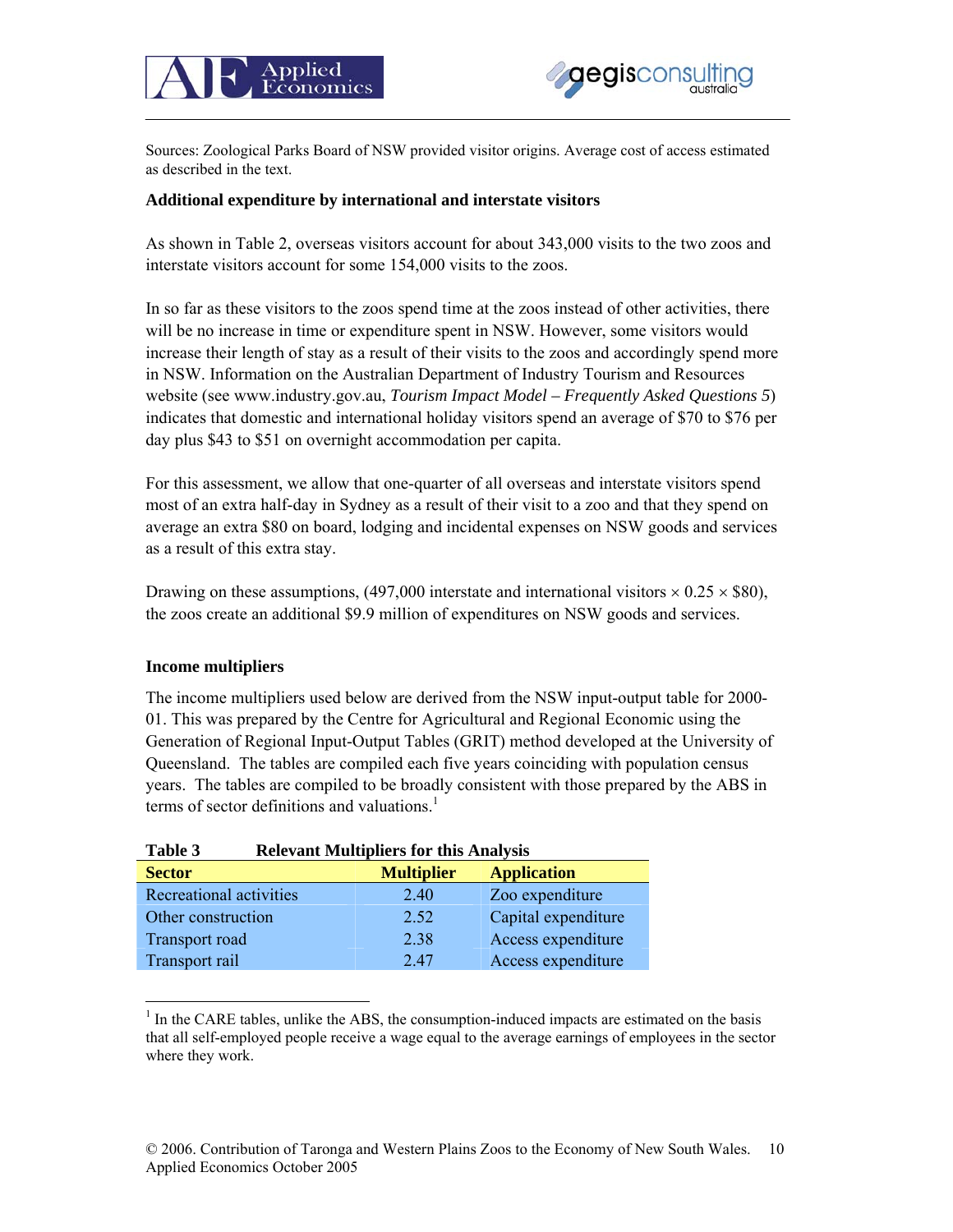Sources: Zoological Parks Board of NSW provided visitor origins. Average cost of access estimated as described in the text.

**Additional expenditure by international and interstate visitors**

As shown in Table 2, overseas visitors account for about 343,000 visits to the two zoos and interstate visitors account for some 154,000 visits to the zoos.

In so far as these visitors to the zoos spend time at the zoos instead of other activities, there will be no increase in time or expenditure spent in NSW. However, some visitors would increase their length of stay as a result of their visits to the zoos and accordingly spend more in NSW. Information on the Australian Department of Industry Tourism and Resources website (see www.industry.gov.au, *Tourism Impact Model – Frequently Asked Questions 5*) indicates that domestic and international holiday visitors spend an average of $70 to $76 per day plus $43 to $51 on overnight accommodation per capita.

For this assessment, we allow that one-quarter of all overseas and interstate visitors spend most of an extra half-day in Sydney as a result of their visit to a zoo and that they spend on average an extra $80 on board, lodging and incidental expenses on NSW goods and services as a result of this extra stay.

Drawing on these assumptions, (497,000 interstate and international visitors × 0.25 × $80), the zoos create an additional $9.9 million of expenditures on NSW goods and services.

**Income multipliers**

The income multipliers used below are derived from the NSW input-output table for 2000-01. This was prepared by the Centre for Agricultural and Regional Economic using the Generation of Regional Input-Output Tables (GRIT) method developed at the University of Queensland. The tables are compiled each five years coinciding with population census years. The tables are compiled to be broadly consistent with those prepared by the ABS in terms of sector definitions and valuations.[1]

**Table 3 Relevant Multipliers for this Analysis**

| Sector | Multiplier | Application |
|---|---|---|
| Recreational activities | 2.40 | Zoo expenditure |
| Other construction | 2.52 | Capital expenditure |
| Transport road | 2.38 | Access expenditure |
| Transport rail | 2.47 | Access expenditure |

[1] In the CARE tables, unlike the ABS, the consumption-induced impacts are estimated on the basis that all self-employed people receive a wage equal to the average earnings of employees in the sector where they work.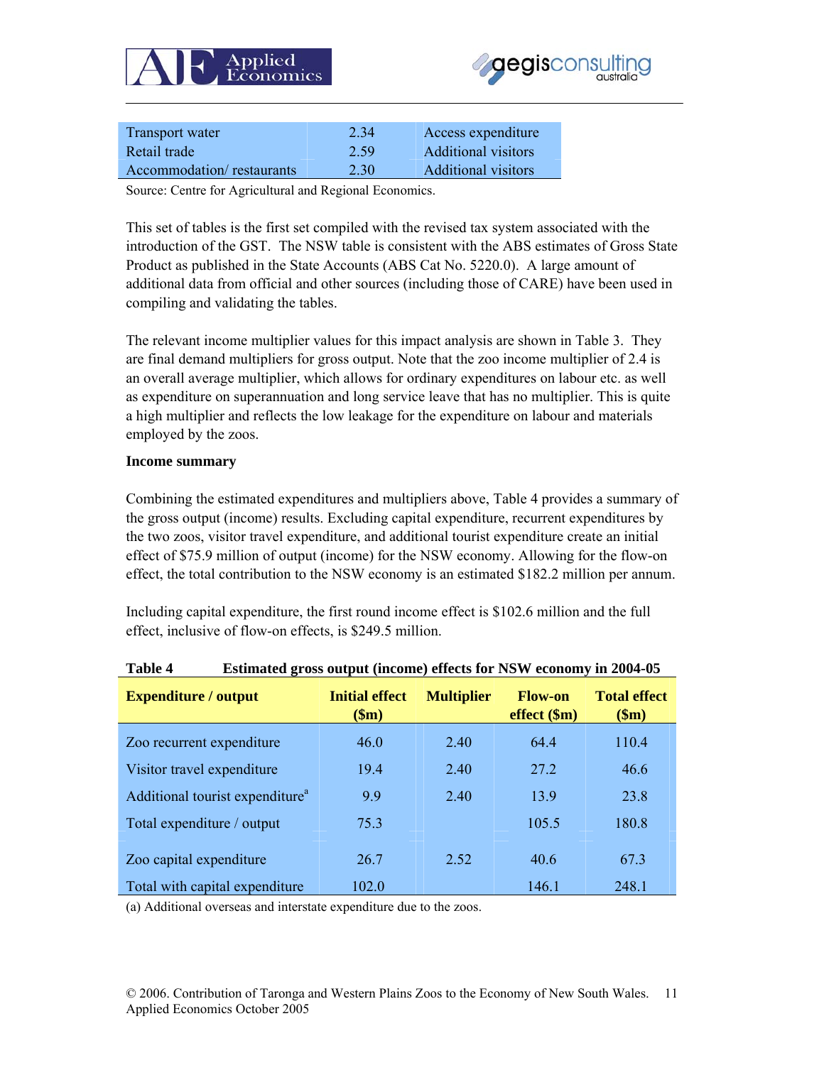| | | |
|---|---|---|
| Transport water | 2.34 | Access expenditure |
| Retail trade | 2.59 | Additional visitors |
| Accommodation/ restaurants | 2.30 | Additional visitors |

Source: Centre for Agricultural and Regional Economics.

This set of tables is the first set compiled with the revised tax system associated with the introduction of the GST. The NSW table is consistent with the ABS estimates of Gross State Product as published in the State Accounts (ABS Cat No. 5220.0). A large amount of additional data from official and other sources (including those of CARE) have been used in compiling and validating the tables.

The relevant income multiplier values for this impact analysis are shown in Table 3. They are final demand multipliers for gross output. Note that the zoo income multiplier of 2.4 is an overall average multiplier, which allows for ordinary expenditures on labour etc. as well as expenditure on superannuation and long service leave that has no multiplier. This is quite a high multiplier and reflects the low leakage for the expenditure on labour and materials employed by the zoos.

**Income summary**

Combining the estimated expenditures and multipliers above, Table 4 provides a summary of the gross output (income) results. Excluding capital expenditure, recurrent expenditures by the two zoos, visitor travel expenditure, and additional tourist expenditure create an initial effect of $75.9 million of output (income) for the NSW economy. Allowing for the flow-on effect, the total contribution to the NSW economy is an estimated $182.2 million per annum.

Including capital expenditure, the first round income effect is $102.6 million and the full effect, inclusive of flow-on effects, is $249.5 million.

**Table 4 Estimated gross output (income) effects for NSW economy in 2004-05**

| Expenditure / output | Initial effect ($m) | Multiplier | Flow-on effect ($m) | Total effect ($m) |
|---|---|---|---|---|
| Zoo recurrent expenditure | 46.0 | 2.40 | 64.4 | 110.4 |
| Visitor travel expenditure | 19.4 | 2.40 | 27.2 | 46.6 |
| Additional tourist expenditure[a] | 9.9 | 2.40 | 13.9 | 23.8 |
| Total expenditure / output | 75.3 | | 105.5 | 180.8 |
| Zoo capital expenditure | 26.7 | 2.52 | 40.6 | 67.3 |
| Total with capital expenditure | 102.0 | | 146.1 | 248.1 |

(a) Additional overseas and interstate expenditure due to the zoos.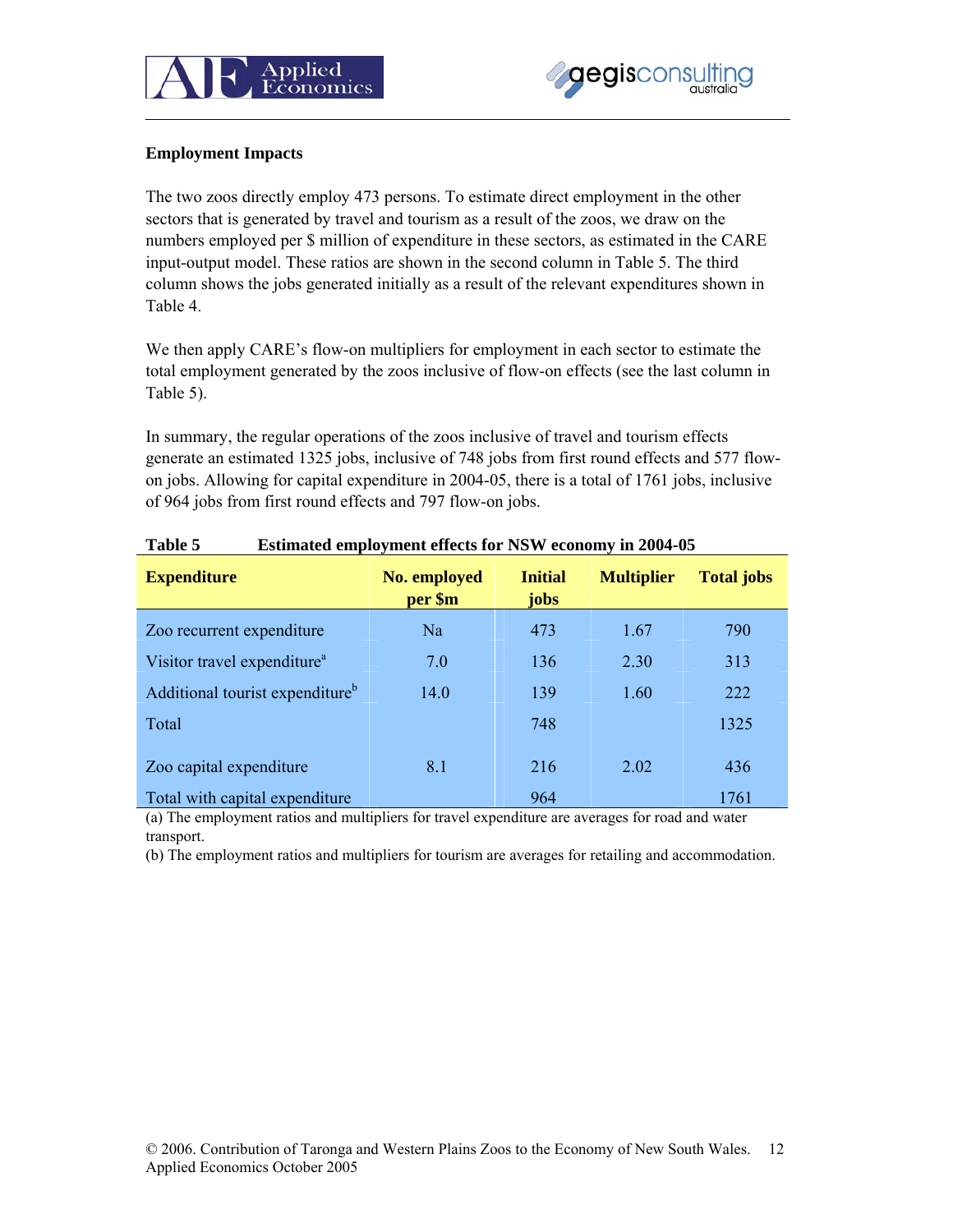**Employment Impacts**

The two zoos directly employ 473 persons. To estimate direct employment in the other sectors that is generated by travel and tourism as a result of the zoos, we draw on the numbers employed per $ million of expenditure in these sectors, as estimated in the CARE input-output model. These ratios are shown in the second column in Table 5. The third column shows the jobs generated initially as a result of the relevant expenditures shown in Table 4.

We then apply CARE's flow-on multipliers for employment in each sector to estimate the total employment generated by the zoos inclusive of flow-on effects (see the last column in Table 5).

In summary, the regular operations of the zoos inclusive of travel and tourism effects generate an estimated 1325 jobs, inclusive of 748 jobs from first round effects and 577 flow-on jobs. Allowing for capital expenditure in 2004-05, there is a total of 1761 jobs, inclusive of 964 jobs from first round effects and 797 flow-on jobs.

**Table 5 Estimated employment effects for NSW economy in 2004-05**

| Expenditure | No. employed per $m | Initial jobs | Multiplier | Total jobs |
|---|---|---|---|---|
| Zoo recurrent expenditure | Na | 473 | 1.67 | 790 |
| Visitor travel expenditure[a] | 7.0 | 136 | 2.30 | 313 |
| Additional tourist expenditure[b] | 14.0 | 139 | 1.60 | 222 |
| Total | | 748 | | 1325 |
| Zoo capital expenditure | 8.1 | 216 | 2.02 | 436 |
| Total with capital expenditure | | 964 | | 1761 |

(a) The employment ratios and multipliers for travel expenditure are averages for road and water transport.

(b) The employment ratios and multipliers for tourism are averages for retailing and accommodation.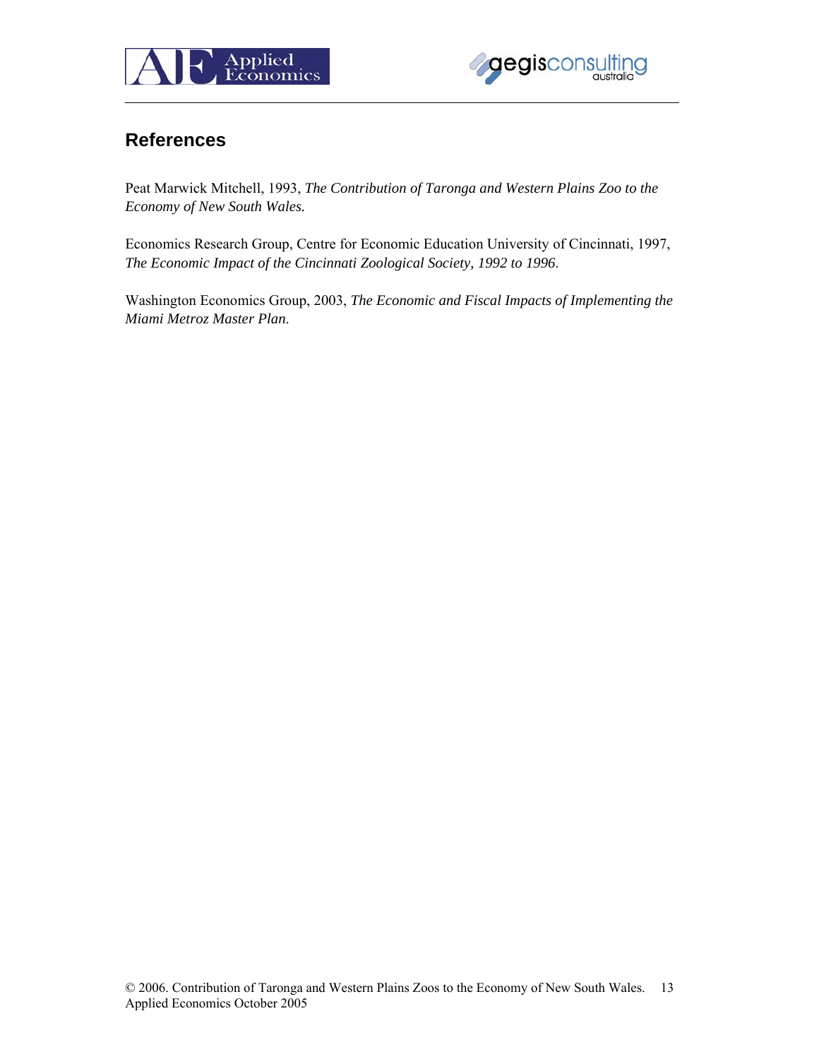## References

Peat Marwick Mitchell, 1993, *The Contribution of Taronga and Western Plains Zoo to the Economy of New South Wales.*

Economics Research Group, Centre for Economic Education University of Cincinnati, 1997, *The Economic Impact of the Cincinnati Zoological Society, 1992 to 1996.*

Washington Economics Group, 2003, *The Economic and Fiscal Impacts of Implementing the Miami Metroz Master Plan*.